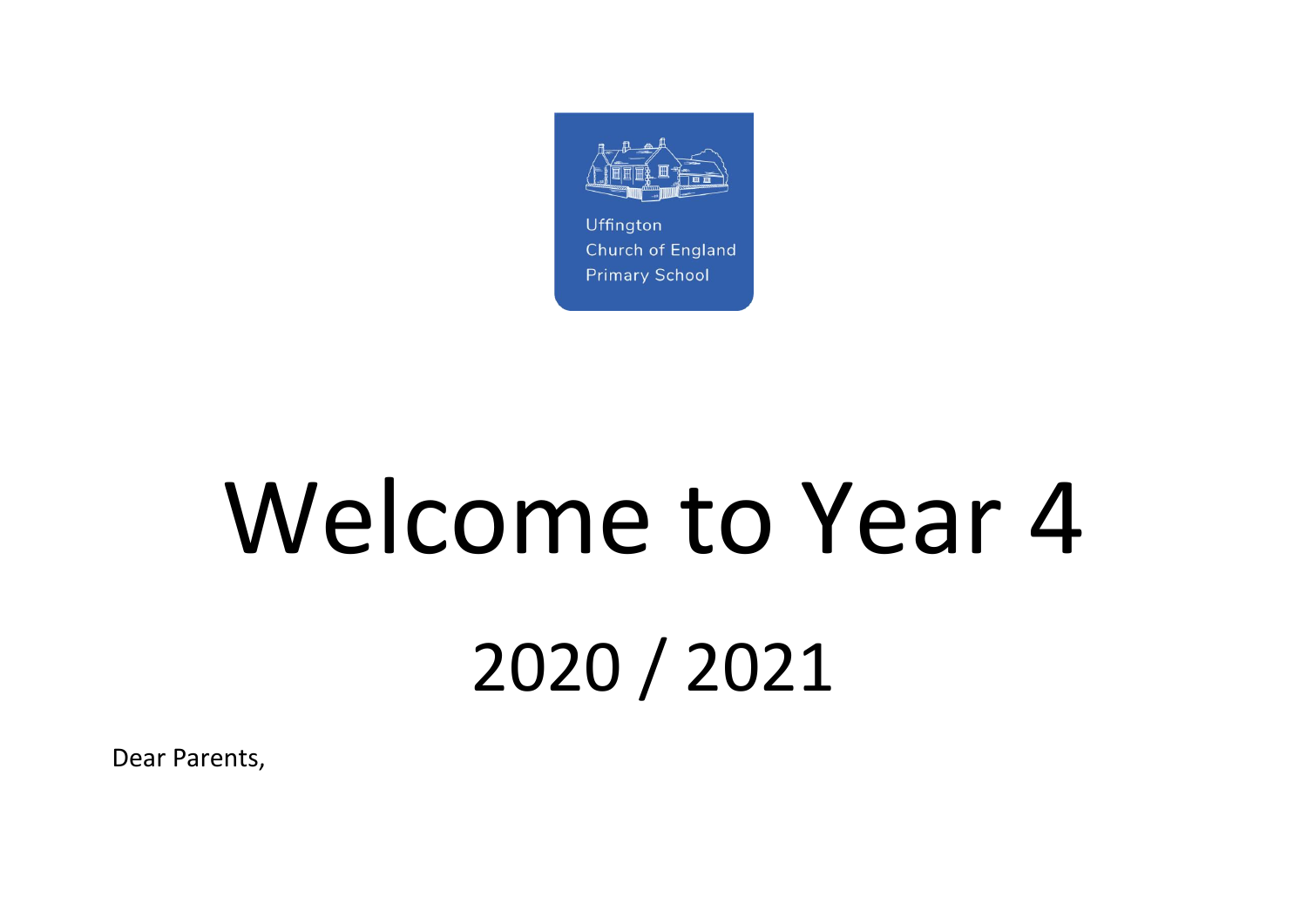Uffington
Church of England
Primary School

# Welcome to Year 4

## 2020 / 2021

Dear Parents,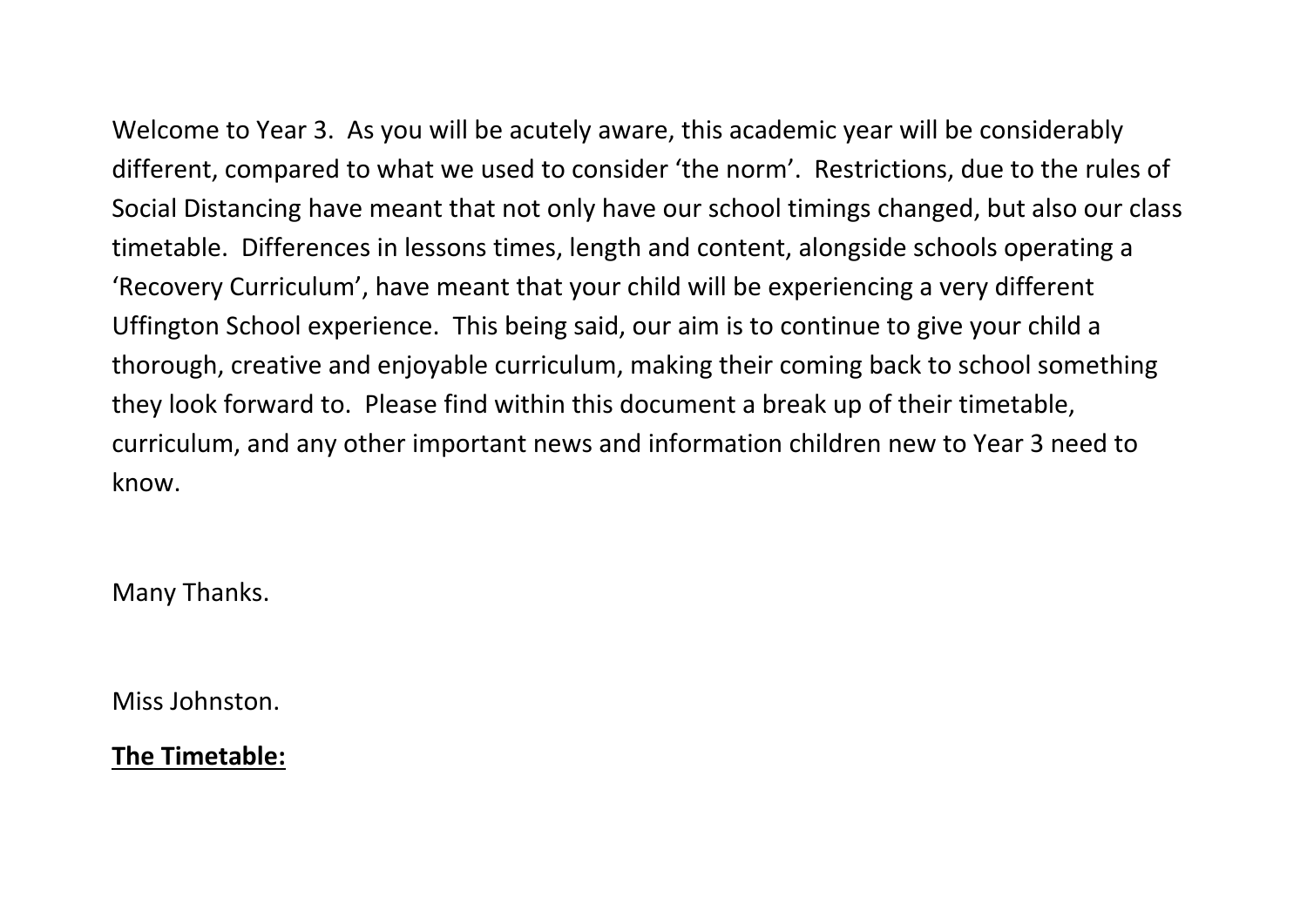Welcome to Year 3. As you will be acutely aware, this academic year will be considerably different, compared to what we used to consider 'the norm'. Restrictions, due to the rules of Social Distancing have meant that not only have our school timings changed, but also our class timetable. Differences in lessons times, length and content, alongside schools operating a 'Recovery Curriculum', have meant that your child will be experiencing a very different Uffington School experience. This being said, our aim is to continue to give your child a thorough, creative and enjoyable curriculum, making their coming back to school something they look forward to. Please find within this document a break up of their timetable, curriculum, and any other important news and information children new to Year 3 need to know.

Many Thanks.

Miss Johnston.

**<u>The Timetable:</u>**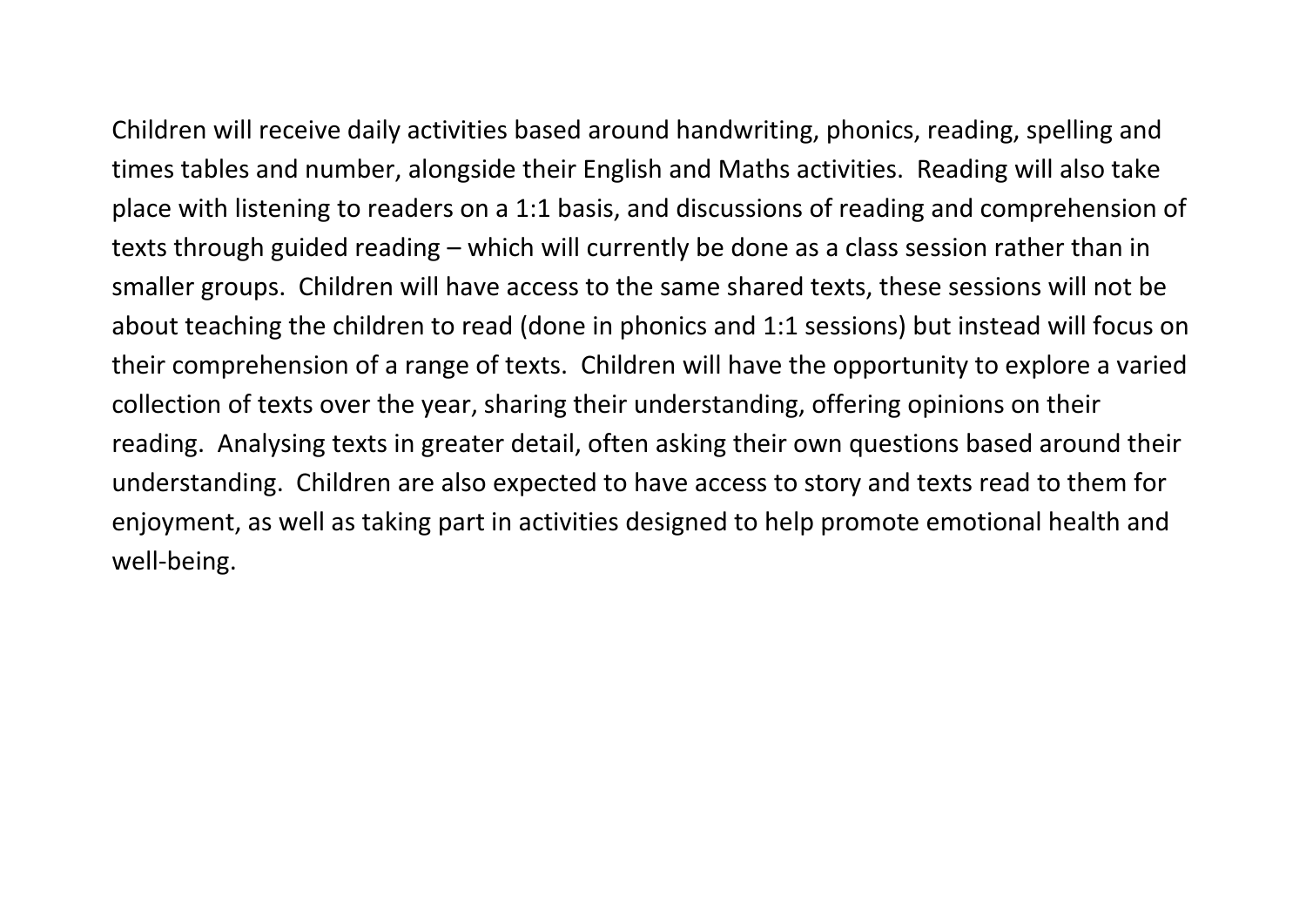Children will receive daily activities based around handwriting, phonics, reading, spelling and times tables and number, alongside their English and Maths activities. Reading will also take place with listening to readers on a 1:1 basis, and discussions of reading and comprehension of texts through guided reading – which will currently be done as a class session rather than in smaller groups. Children will have access to the same shared texts, these sessions will not be about teaching the children to read (done in phonics and 1:1 sessions) but instead will focus on their comprehension of a range of texts. Children will have the opportunity to explore a varied collection of texts over the year, sharing their understanding, offering opinions on their reading. Analysing texts in greater detail, often asking their own questions based around their understanding. Children are also expected to have access to story and texts read to them for enjoyment, as well as taking part in activities designed to help promote emotional health and well-being.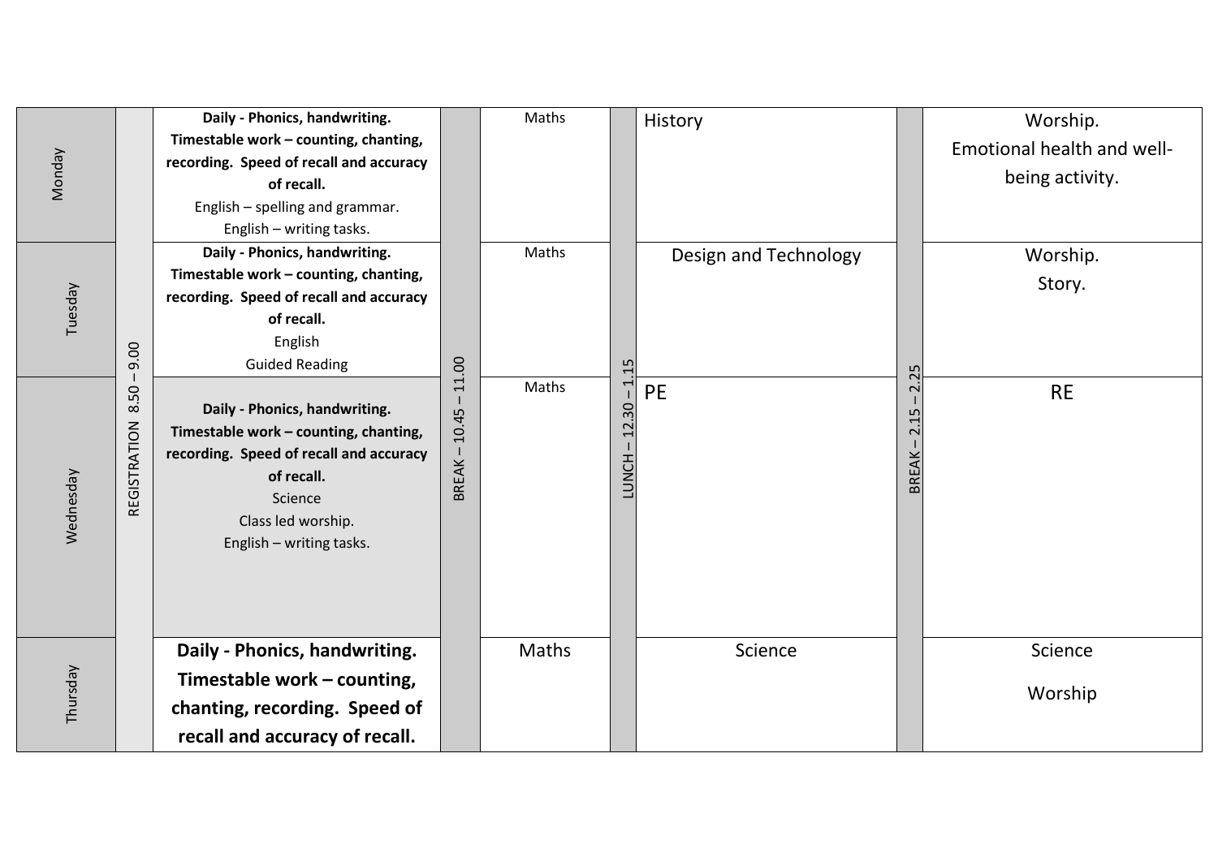| | REGISTRATION 8.50 – 9.00 | | BREAK – 10.45 – 11.00 | | LUNCH – 12.30 – 1.15 | | BREAK – 2.15 – 2.25 | |
|---|---|---|---|---|---|---|---|---|
| Monday | | **Daily - Phonics, handwriting. Timestable work – counting, chanting, recording. Speed of recall and accuracy of recall.** English – spelling and grammar. English – writing tasks. | | Maths | | History | | Worship. Emotional health and well-being activity. |
| Tuesday | | **Daily - Phonics, handwriting. Timestable work – counting, chanting, recording. Speed of recall and accuracy of recall.** English Guided Reading | | Maths | | Design and Technology | | Worship. Story. |
| Wednesday | | **Daily - Phonics, handwriting. Timestable work – counting, chanting, recording. Speed of recall and accuracy of recall.** Science Class led worship. English – writing tasks. | | Maths | | PE | | RE |
| Thursday | | **Daily - Phonics, handwriting. Timestable work – counting, chanting, recording. Speed of recall and accuracy of recall.** | | Maths | | Science | | Science Worship |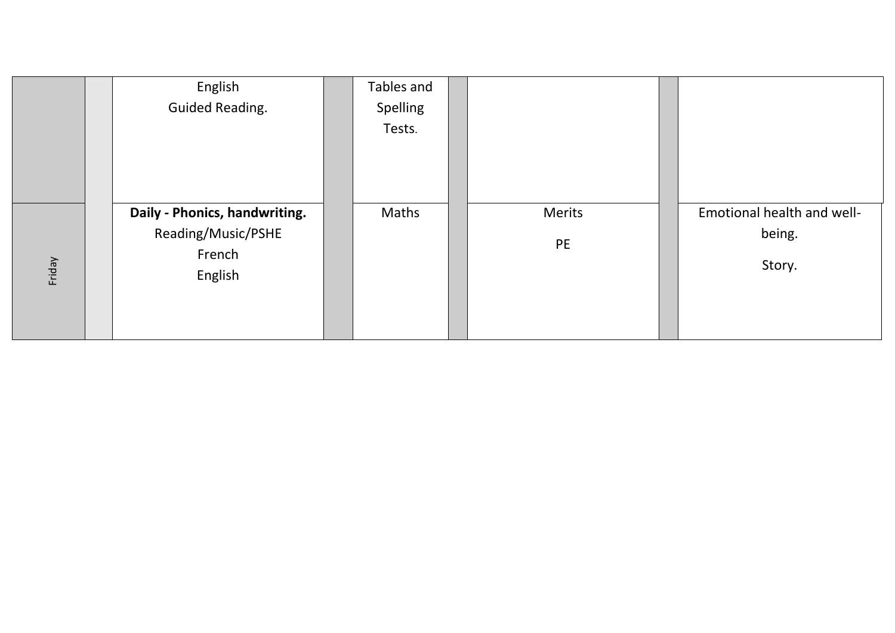|  |  |  |  |  |  |  |  |  |
|---|---|---|---|---|---|---|---|---|
|  |  | English<br>Guided Reading. |  | Tables and Spelling Tests. |  |  |  |  |
| Friday |  | **Daily - Phonics, handwriting.**<br>Reading/Music/PSHE<br>French<br>English |  | Maths |  | Merits<br>PE |  | Emotional health and well-being.<br>Story. |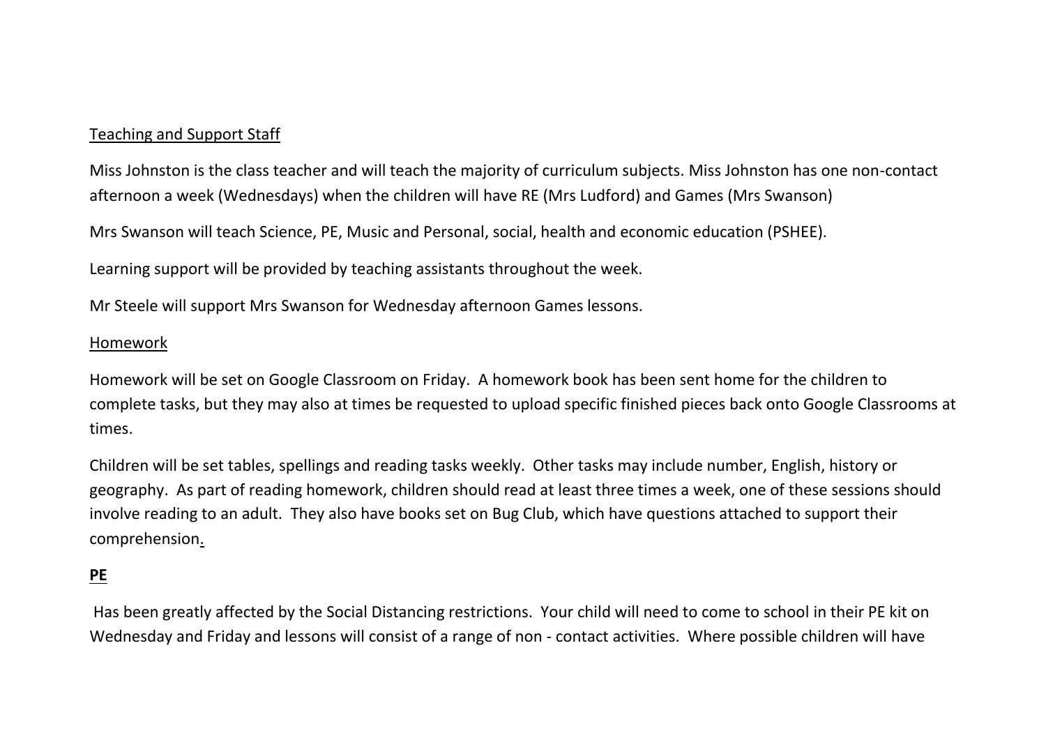Teaching and Support Staff

Miss Johnston is the class teacher and will teach the majority of curriculum subjects. Miss Johnston has one non-contact afternoon a week (Wednesdays) when the children will have RE (Mrs Ludford) and Games (Mrs Swanson)

Mrs Swanson will teach Science, PE, Music and Personal, social, health and economic education (PSHEE).

Learning support will be provided by teaching assistants throughout the week.

Mr Steele will support Mrs Swanson for Wednesday afternoon Games lessons.

Homework

Homework will be set on Google Classroom on Friday. A homework book has been sent home for the children to complete tasks, but they may also at times be requested to upload specific finished pieces back onto Google Classrooms at times.

Children will be set tables, spellings and reading tasks weekly. Other tasks may include number, English, history or geography. As part of reading homework, children should read at least three times a week, one of these sessions should involve reading to an adult. They also have books set on Bug Club, which have questions attached to support their comprehension.

**PE**

Has been greatly affected by the Social Distancing restrictions. Your child will need to come to school in their PE kit on Wednesday and Friday and lessons will consist of a range of non - contact activities. Where possible children will have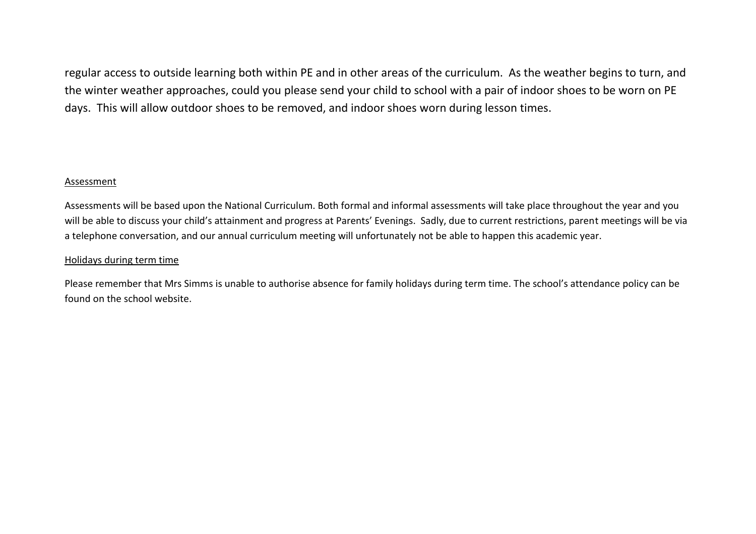regular access to outside learning both within PE and in other areas of the curriculum. As the weather begins to turn, and the winter weather approaches, could you please send your child to school with a pair of indoor shoes to be worn on PE days. This will allow outdoor shoes to be removed, and indoor shoes worn during lesson times.

<u>Assessment</u>

Assessments will be based upon the National Curriculum. Both formal and informal assessments will take place throughout the year and you will be able to discuss your child's attainment and progress at Parents' Evenings. Sadly, due to current restrictions, parent meetings will be via a telephone conversation, and our annual curriculum meeting will unfortunately not be able to happen this academic year.

<u>Holidays during term time</u>

Please remember that Mrs Simms is unable to authorise absence for family holidays during term time. The school's attendance policy can be found on the school website.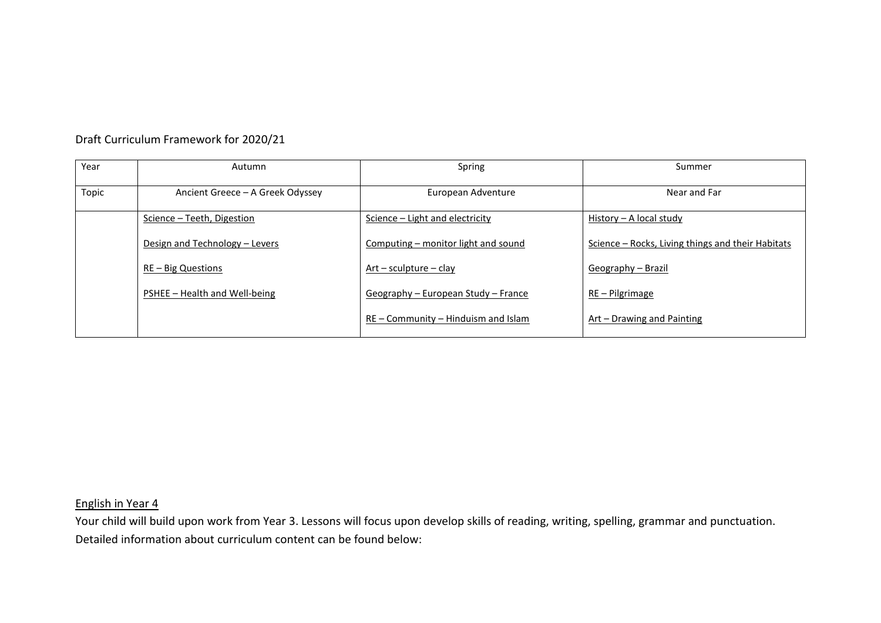Draft Curriculum Framework for 2020/21

| Year | Autumn | Spring | Summer |
|---|---|---|---|
| Topic | Ancient Greece – A Greek Odyssey | European Adventure | Near and Far |
| | Science – Teeth, Digestion<br><br>Design and Technology – Levers<br><br>RE – Big Questions<br><br>PSHEE – Health and Well-being | Science – Light and electricity<br><br>Computing – monitor light and sound<br><br>Art – sculpture – clay<br><br>Geography – European Study – France<br><br>RE – Community – Hinduism and Islam | History – A local study<br><br>Science – Rocks, Living things and their Habitats<br><br>Geography – Brazil<br><br>RE – Pilgrimage<br><br>Art – Drawing and Painting |

English in Year 4

Your child will build upon work from Year 3. Lessons will focus upon develop skills of reading, writing, spelling, grammar and punctuation. Detailed information about curriculum content can be found below: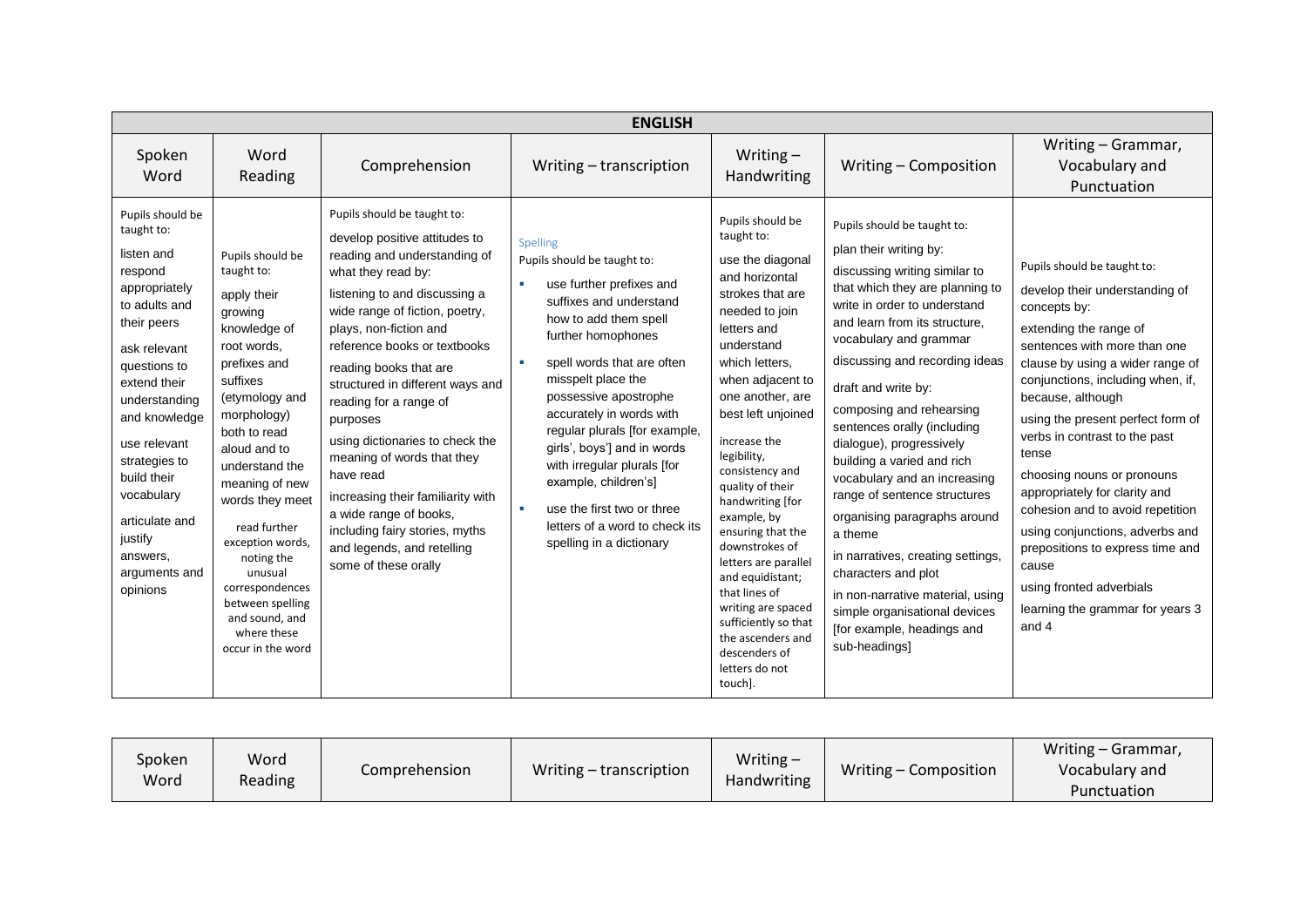| ENGLISH | | | | | | |
|---|---|---|---|---|---|---|
| Spoken Word | Word Reading | Comprehension | Writing – transcription | Writing – Handwriting | Writing – Composition | Writing – Grammar, Vocabulary and Punctuation |
| Pupils should be taught to:<br><br>listen and respond appropriately to adults and their peers<br><br>ask relevant questions to extend their understanding and knowledge<br><br>use relevant strategies to build their vocabulary<br><br>articulate and justify answers, arguments and opinions | Pupils should be taught to:<br><br>apply their growing knowledge of root words, prefixes and suffixes (etymology and morphology) both to read aloud and to understand the meaning of new words they meet<br><br>read further exception words, noting the unusual correspondences between spelling and sound, and where these occur in the word | Pupils should be taught to:<br><br>develop positive attitudes to reading and understanding of what they read by:<br><br>listening to and discussing a wide range of fiction, poetry, plays, non-fiction and reference books or textbooks<br><br>reading books that are structured in different ways and reading for a range of purposes<br><br>using dictionaries to check the meaning of words that they have read<br><br>increasing their familiarity with a wide range of books, including fairy stories, myths and legends, and retelling some of these orally | Spelling<br>Pupils should be taught to:<br><br>- use further prefixes and suffixes and understand how to add them spell further homophones<br>- spell words that are often misspelt place the possessive apostrophe accurately in words with regular plurals [for example, girls', boys'] and in words with irregular plurals [for example, children's]<br>- use the first two or three letters of a word to check its spelling in a dictionary | Pupils should be taught to:<br><br>use the diagonal and horizontal strokes that are needed to join letters and understand which letters, when adjacent to one another, are best left unjoined<br><br>increase the legibility, consistency and quality of their handwriting [for example, by ensuring that the downstrokes of letters are parallel and equidistant; that lines of writing are spaced sufficiently so that the ascenders and descenders of letters do not touch]. | Pupils should be taught to:<br><br>plan their writing by:<br><br>discussing writing similar to that which they are planning to write in order to understand and learn from its structure, vocabulary and grammar<br><br>discussing and recording ideas<br><br>draft and write by:<br><br>composing and rehearsing sentences orally (including dialogue), progressively building a varied and rich vocabulary and an increasing range of sentence structures<br><br>organising paragraphs around a theme<br><br>in narratives, creating settings, characters and plot<br><br>in non-narrative material, using simple organisational devices [for example, headings and sub-headings] | Pupils should be taught to:<br><br>develop their understanding of concepts by:<br><br>extending the range of sentences with more than one clause by using a wider range of conjunctions, including when, if, because, although<br><br>using the present perfect form of verbs in contrast to the past tense<br><br>choosing nouns or pronouns appropriately for clarity and cohesion and to avoid repetition<br><br>using conjunctions, adverbs and prepositions to express time and cause<br><br>using fronted adverbials<br><br>learning the grammar for years 3 and 4 |

| Spoken Word | Word Reading | Comprehension | Writing – transcription | Writing – Handwriting | Writing – Composition | Writing – Grammar, Vocabulary and Punctuation |
|---|---|---|---|---|---|---|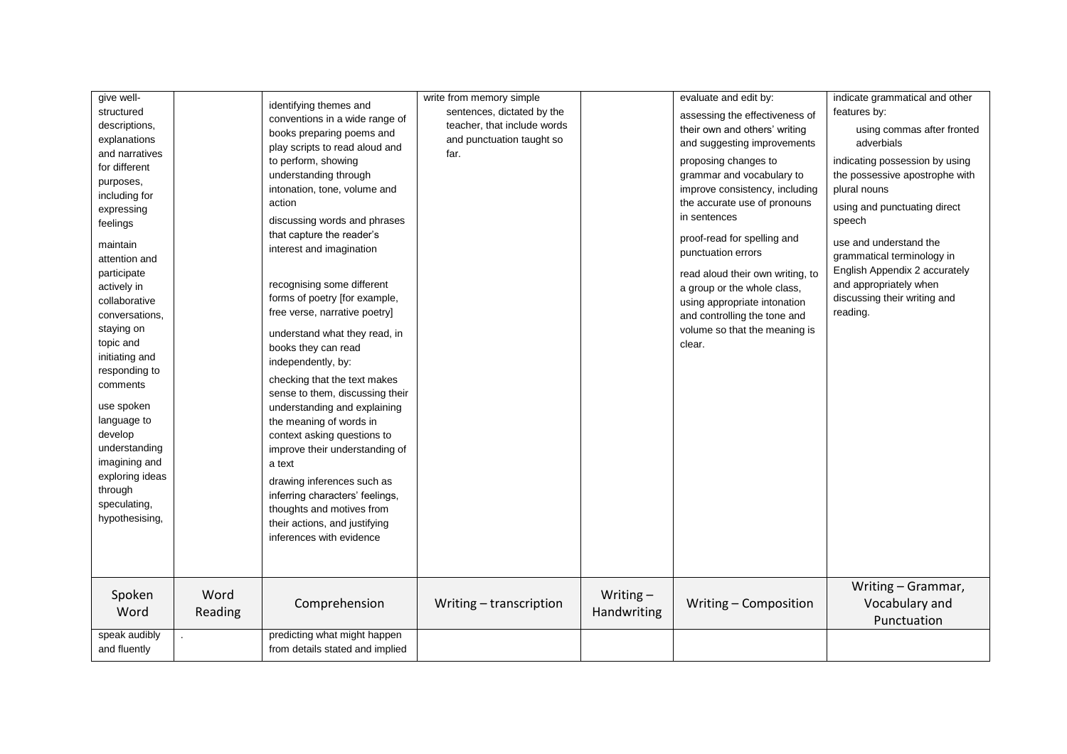| give well-structured descriptions, explanations and narratives for different purposes, including for expressing feelings<br><br>maintain attention and participate actively in collaborative conversations, staying on topic and initiating and responding to comments<br><br>use spoken language to develop understanding imagining and exploring ideas through speculating, hypothesising, | | identifying themes and conventions in a wide range of books preparing poems and play scripts to read aloud and to perform, showing understanding through intonation, tone, volume and action<br><br>discussing words and phrases that capture the reader's interest and imagination<br><br>recognising some different forms of poetry [for example, free verse, narrative poetry]<br><br>understand what they read, in books they can read independently, by:<br><br>checking that the text makes sense to them, discussing their understanding and explaining the meaning of words in context asking questions to improve their understanding of a text<br><br>drawing inferences such as inferring characters' feelings, thoughts and motives from their actions, and justifying inferences with evidence | write from memory simple sentences, dictated by the teacher, that include words and punctuation taught so far. | | evaluate and edit by:<br><br>assessing the effectiveness of their own and others' writing and suggesting improvements<br><br>proposing changes to grammar and vocabulary to improve consistency, including the accurate use of pronouns in sentences<br><br>proof-read for spelling and punctuation errors<br><br>read aloud their own writing, to a group or the whole class, using appropriate intonation and controlling the tone and volume so that the meaning is clear. | indicate grammatical and other features by:<br><br>using commas after fronted adverbials<br><br>indicating possession by using the possessive apostrophe with plural nouns<br><br>using and punctuating direct speech<br><br>use and understand the grammatical terminology in English Appendix 2 accurately and appropriately when discussing their writing and reading. |
|---|---|---|---|---|---|---|
| **Spoken Word** | **Word Reading** | **Comprehension** | **Writing – transcription** | **Writing – Handwriting** | **Writing – Composition** | **Writing – Grammar, Vocabulary and Punctuation** |
| speak audibly and fluently | . | predicting what might happen from details stated and implied | | | | |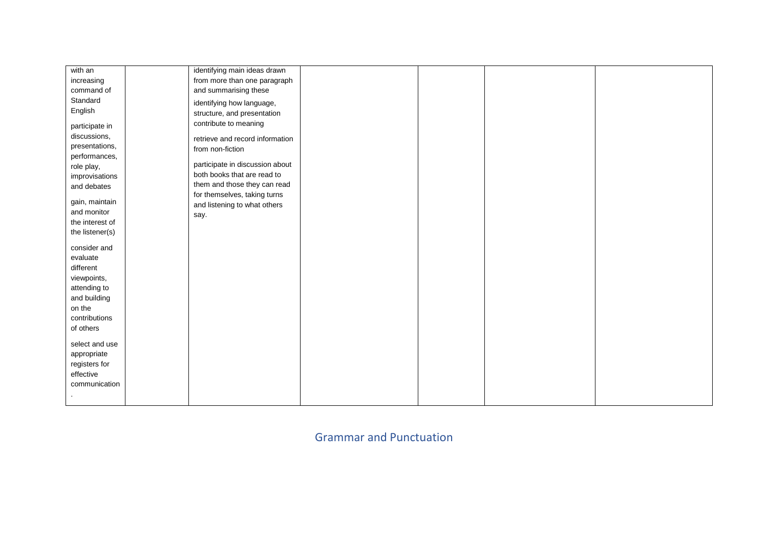| | | | | | | |
|---|---|---|---|---|---|---|
| with an increasing command of Standard English<br><br>participate in discussions, presentations, performances, role play, improvisations and debates<br><br>gain, maintain and monitor the interest of the listener(s)<br><br>consider and evaluate different viewpoints, attending to and building on the contributions of others<br><br>select and use appropriate registers for effective communication<br>. | | identifying main ideas drawn from more than one paragraph and summarising these<br><br>identifying how language, structure, and presentation contribute to meaning<br><br>retrieve and record information from non-fiction<br><br>participate in discussion about both books that are read to them and those they can read for themselves, taking turns and listening to what others say. | | | | |

## Grammar and Punctuation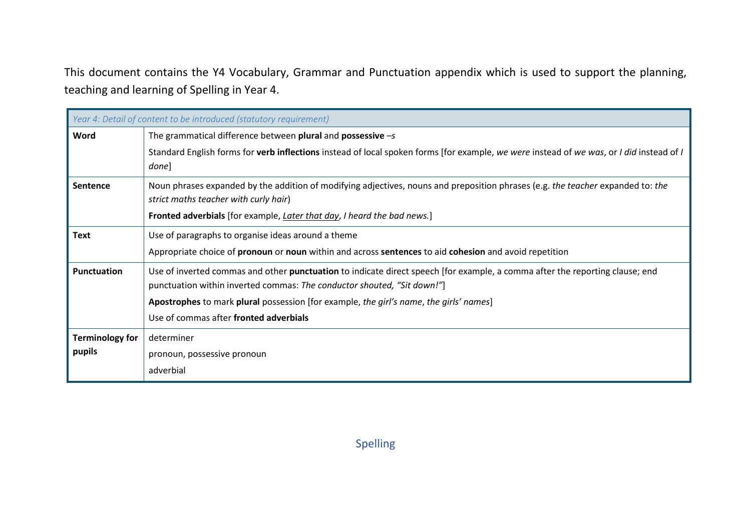This document contains the Y4 Vocabulary, Grammar and Punctuation appendix which is used to support the planning, teaching and learning of Spelling in Year 4.

| *Year 4: Detail of content to be introduced (statutory requirement)* | |
|---|---|
| **Word** | The grammatical difference between **plural** and **possessive** *–s*<br><br>Standard English forms for **verb inflections** instead of local spoken forms [for example, *we were* instead of *we was*, or *I did* instead of *I done*] |
| **Sentence** | Noun phrases expanded by the addition of modifying adjectives, nouns and preposition phrases (e.g. *the teacher* expanded to: *the strict maths teacher with curly hair*)<br><br>**Fronted adverbials** [for example, <u>*Later that day*</u>, *I heard the bad news.*] |
| **Text** | Use of paragraphs to organise ideas around a theme<br><br>Appropriate choice of **pronoun** or **noun** within and across **sentences** to aid **cohesion** and avoid repetition |
| **Punctuation** | Use of inverted commas and other **punctuation** to indicate direct speech [for example, a comma after the reporting clause; end punctuation within inverted commas: *The conductor shouted, "Sit down!"*]<br><br>**Apostrophes** to mark **plural** possession [for example, *the girl's name*, *the girls' names*]<br><br>Use of commas after **fronted adverbials** |
| **Terminology for pupils** | determiner<br><br>pronoun, possessive pronoun<br><br>adverbial |

Spelling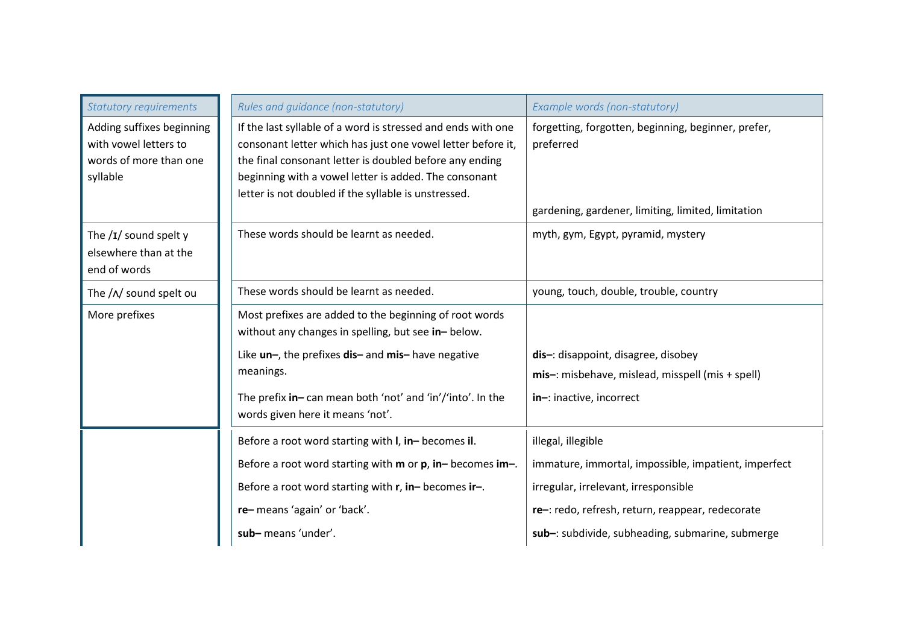| *Statutory requirements* | *Rules and guidance (non-statutory)* | *Example words (non-statutory)* |
|---|---|---|
| Adding suffixes beginning with vowel letters to words of more than one syllable | If the last syllable of a word is stressed and ends with one consonant letter which has just one vowel letter before it, the final consonant letter is doubled before any ending beginning with a vowel letter is added. The consonant letter is not doubled if the syllable is unstressed. | forgetting, forgotten, beginning, beginner, prefer, preferred<br><br>gardening, gardener, limiting, limited, limitation |
| The /ɪ/ sound spelt y elsewhere than at the end of words | These words should be learnt as needed. | myth, gym, Egypt, pyramid, mystery |
| The /ʌ/ sound spelt ou | These words should be learnt as needed. | young, touch, double, trouble, country |
| More prefixes | Most prefixes are added to the beginning of root words without any changes in spelling, but see **in–** below.<br><br>Like **un–**, the prefixes **dis–** and **mis–** have negative meanings.<br><br>The prefix **in–** can mean both 'not' and 'in'/'into'. In the words given here it means 'not'. | <br><br><br>**dis–**: disappoint, disagree, disobey<br>**mis–**: misbehave, mislead, misspell (mis + spell)<br><br>**in–**: inactive, incorrect |
| | Before a root word starting with **l**, **in–** becomes **il**.<br><br>Before a root word starting with **m** or **p**, **in–** becomes **im–**.<br><br>Before a root word starting with **r**, **in–** becomes **ir–**.<br><br>**re–** means 'again' or 'back'.<br><br>**sub–** means 'under'. | illegal, illegible<br><br>immature, immortal, impossible, impatient, imperfect<br><br>irregular, irrelevant, irresponsible<br><br>**re–**: redo, refresh, return, reappear, redecorate<br><br>**sub–**: subdivide, subheading, submarine, submerge |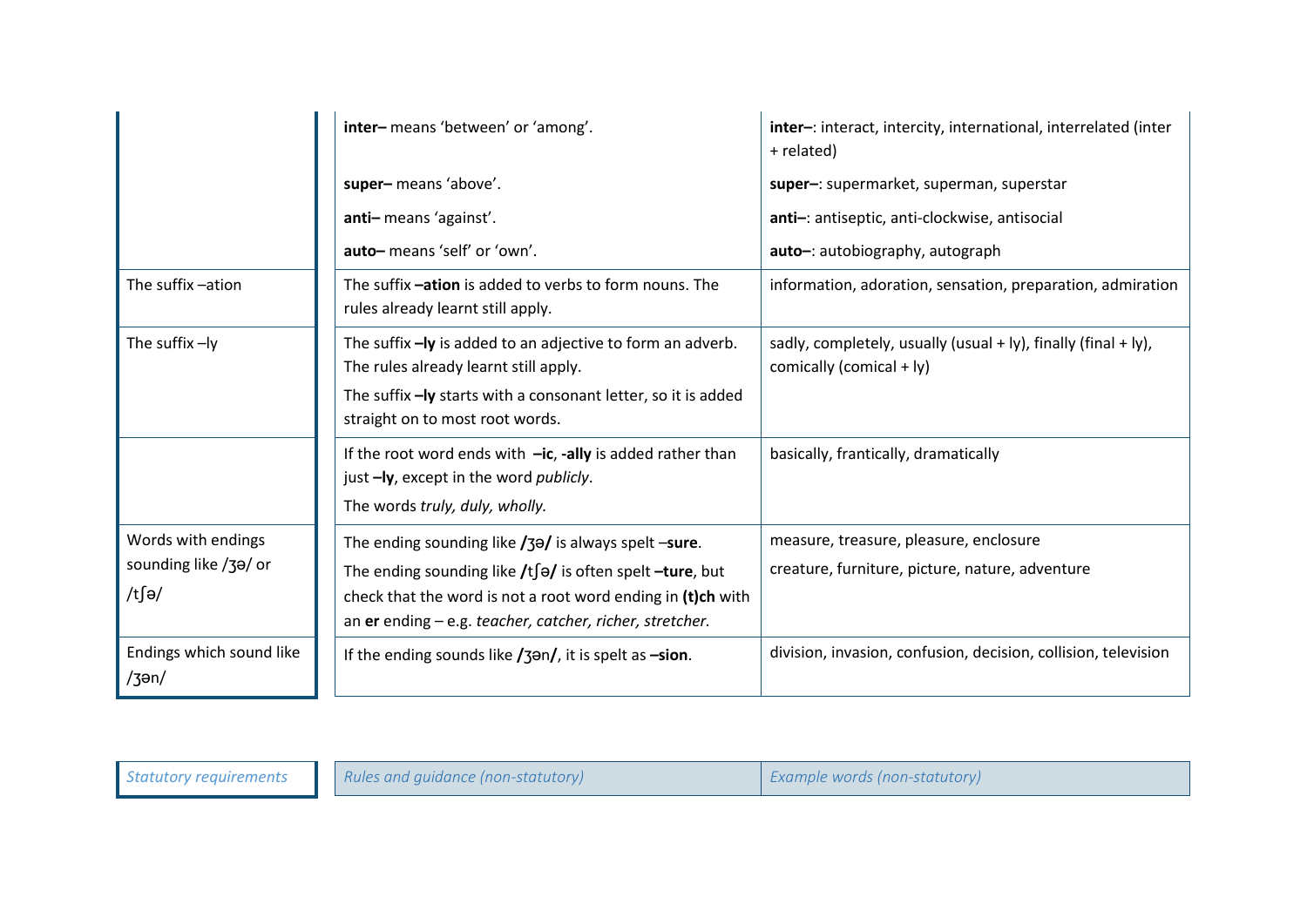| Statutory requirements | Rules and guidance (non-statutory) | Example words (non-statutory) |
|---|---|---|
| | **inter–** means 'between' or 'among'. | **inter–**: interact, intercity, international, interrelated (inter + related) |
| | **super–** means 'above'. | **super–**: supermarket, superman, superstar |
| | **anti–** means 'against'. | **anti–**: antiseptic, anti-clockwise, antisocial |
| | **auto–** means 'self' or 'own'. | **auto–**: autobiography, autograph |
| The suffix –ation | The suffix **–ation** is added to verbs to form nouns. The rules already learnt still apply. | information, adoration, sensation, preparation, admiration |
| The suffix –ly | The suffix **–ly** is added to an adjective to form an adverb. The rules already learnt still apply.<br>The suffix **–ly** starts with a consonant letter, so it is added straight on to most root words. | sadly, completely, usually (usual + ly), finally (final + ly), comically (comical + ly) |
| | If the root word ends with **–ic**, **-ally** is added rather than just **–ly**, except in the word *publicly*.<br>The words *truly, duly, wholly.* | basically, frantically, dramatically |
| Words with endings sounding like /ʒə/ or /tʃə/ | The ending sounding like **/ʒə/** is always spelt –**sure**.<br>The ending sounding like **/tʃə/** is often spelt **–ture**, but check that the word is not a root word ending in **(t)ch** with an **er** ending – e.g. *teacher, catcher, richer, stretcher.* | measure, treasure, pleasure, enclosure<br>creature, furniture, picture, nature, adventure |
| Endings which sound like /ʒən/ | If the ending sounds like **/ʒən/**, it is spelt as **–sion**. | division, invasion, confusion, decision, collision, television |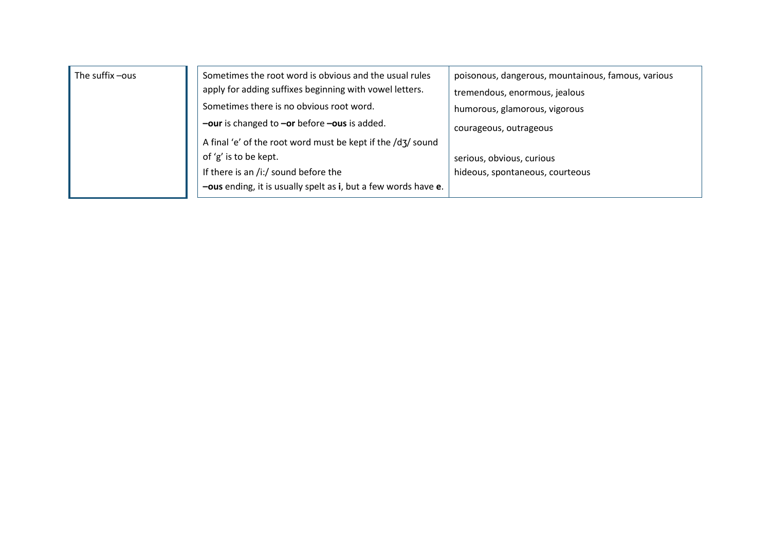| The suffix –ous | Sometimes the root word is obvious and the usual rules apply for adding suffixes beginning with vowel letters.<br>Sometimes there is no obvious root word.<br>**–our** is changed to **–or** before **–ous** is added.<br>A final 'e' of the root word must be kept if the /dʒ/ sound of 'g' is to be kept.<br>If there is an /iː/ sound before the **–ous** ending, it is usually spelt as **i**, but a few words have **e**. | poisonous, dangerous, mountainous, famous, various<br>tremendous, enormous, jealous<br>humorous, glamorous, vigorous<br>courageous, outrageous<br>serious, obvious, curious<br>hideous, spontaneous, courteous |
|---|---|---|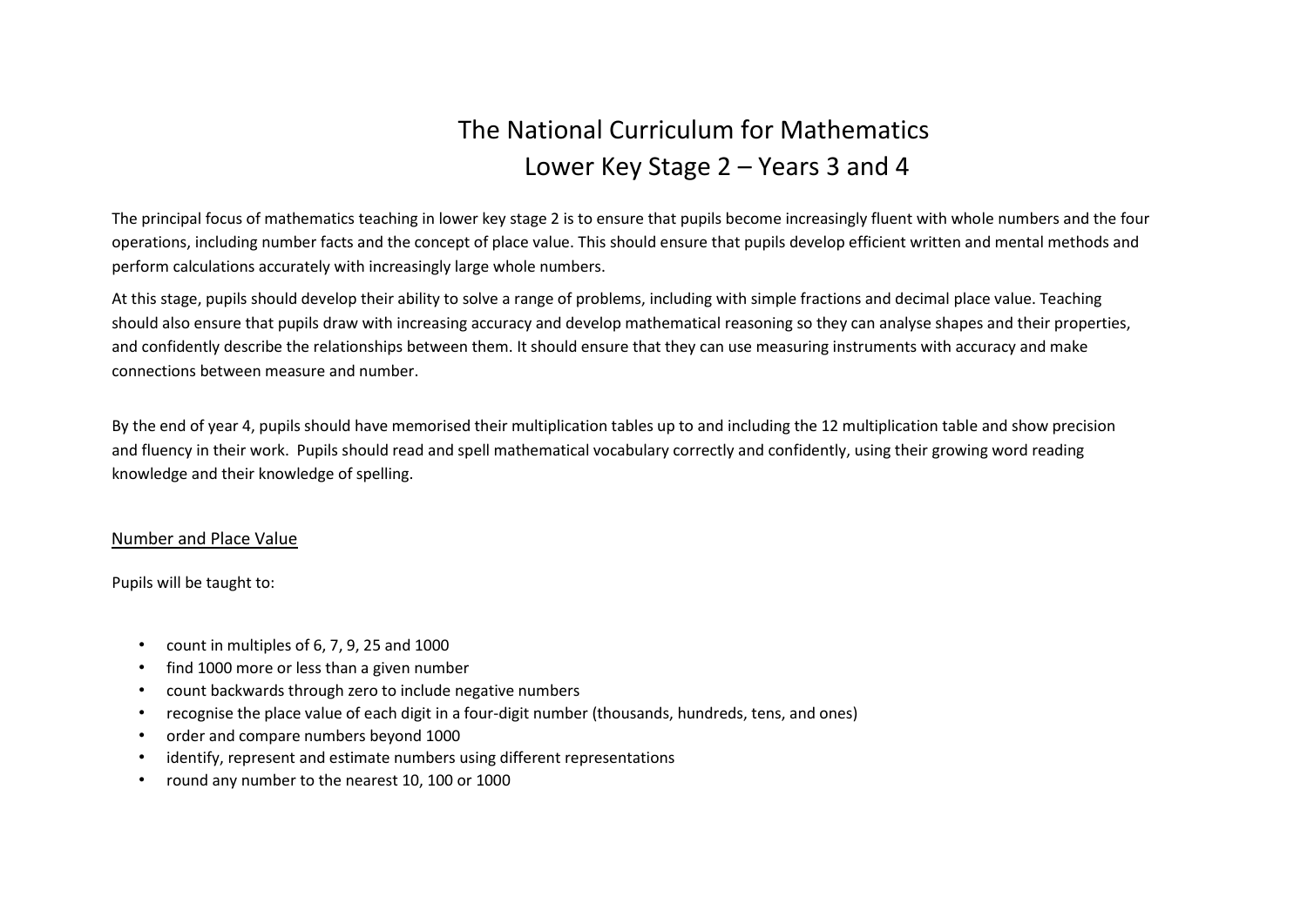# The National Curriculum for Mathematics
## Lower Key Stage 2 – Years 3 and 4

The principal focus of mathematics teaching in lower key stage 2 is to ensure that pupils become increasingly fluent with whole numbers and the four operations, including number facts and the concept of place value. This should ensure that pupils develop efficient written and mental methods and perform calculations accurately with increasingly large whole numbers.

At this stage, pupils should develop their ability to solve a range of problems, including with simple fractions and decimal place value. Teaching should also ensure that pupils draw with increasing accuracy and develop mathematical reasoning so they can analyse shapes and their properties, and confidently describe the relationships between them. It should ensure that they can use measuring instruments with accuracy and make connections between measure and number.

By the end of year 4, pupils should have memorised their multiplication tables up to and including the 12 multiplication table and show precision and fluency in their work. Pupils should read and spell mathematical vocabulary correctly and confidently, using their growing word reading knowledge and their knowledge of spelling.

<u>Number and Place Value</u>

Pupils will be taught to:

- count in multiples of 6, 7, 9, 25 and 1000
- find 1000 more or less than a given number
- count backwards through zero to include negative numbers
- recognise the place value of each digit in a four-digit number (thousands, hundreds, tens, and ones)
- order and compare numbers beyond 1000
- identify, represent and estimate numbers using different representations
- round any number to the nearest 10, 100 or 1000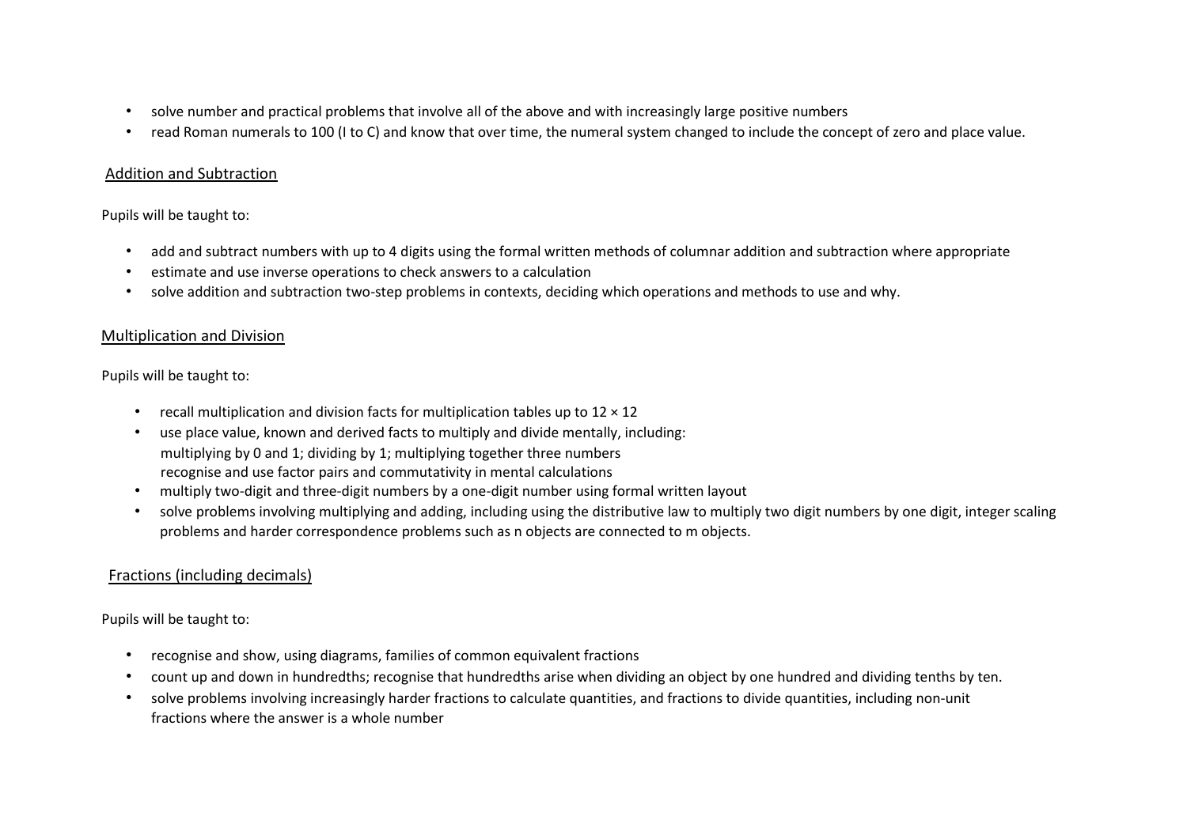- solve number and practical problems that involve all of the above and with increasingly large positive numbers
- read Roman numerals to 100 (I to C) and know that over time, the numeral system changed to include the concept of zero and place value.

## Addition and Subtraction

Pupils will be taught to:

- add and subtract numbers with up to 4 digits using the formal written methods of columnar addition and subtraction where appropriate
- estimate and use inverse operations to check answers to a calculation
- solve addition and subtraction two-step problems in contexts, deciding which operations and methods to use and why.

## Multiplication and Division

Pupils will be taught to:

- recall multiplication and division facts for multiplication tables up to 12 × 12
- use place value, known and derived facts to multiply and divide mentally, including:
  multiplying by 0 and 1; dividing by 1; multiplying together three numbers
  recognise and use factor pairs and commutativity in mental calculations
- multiply two-digit and three-digit numbers by a one-digit number using formal written layout
- solve problems involving multiplying and adding, including using the distributive law to multiply two digit numbers by one digit, integer scaling problems and harder correspondence problems such as n objects are connected to m objects.

## Fractions (including decimals)

Pupils will be taught to:

- recognise and show, using diagrams, families of common equivalent fractions
- count up and down in hundredths; recognise that hundredths arise when dividing an object by one hundred and dividing tenths by ten.
- solve problems involving increasingly harder fractions to calculate quantities, and fractions to divide quantities, including non-unit fractions where the answer is a whole number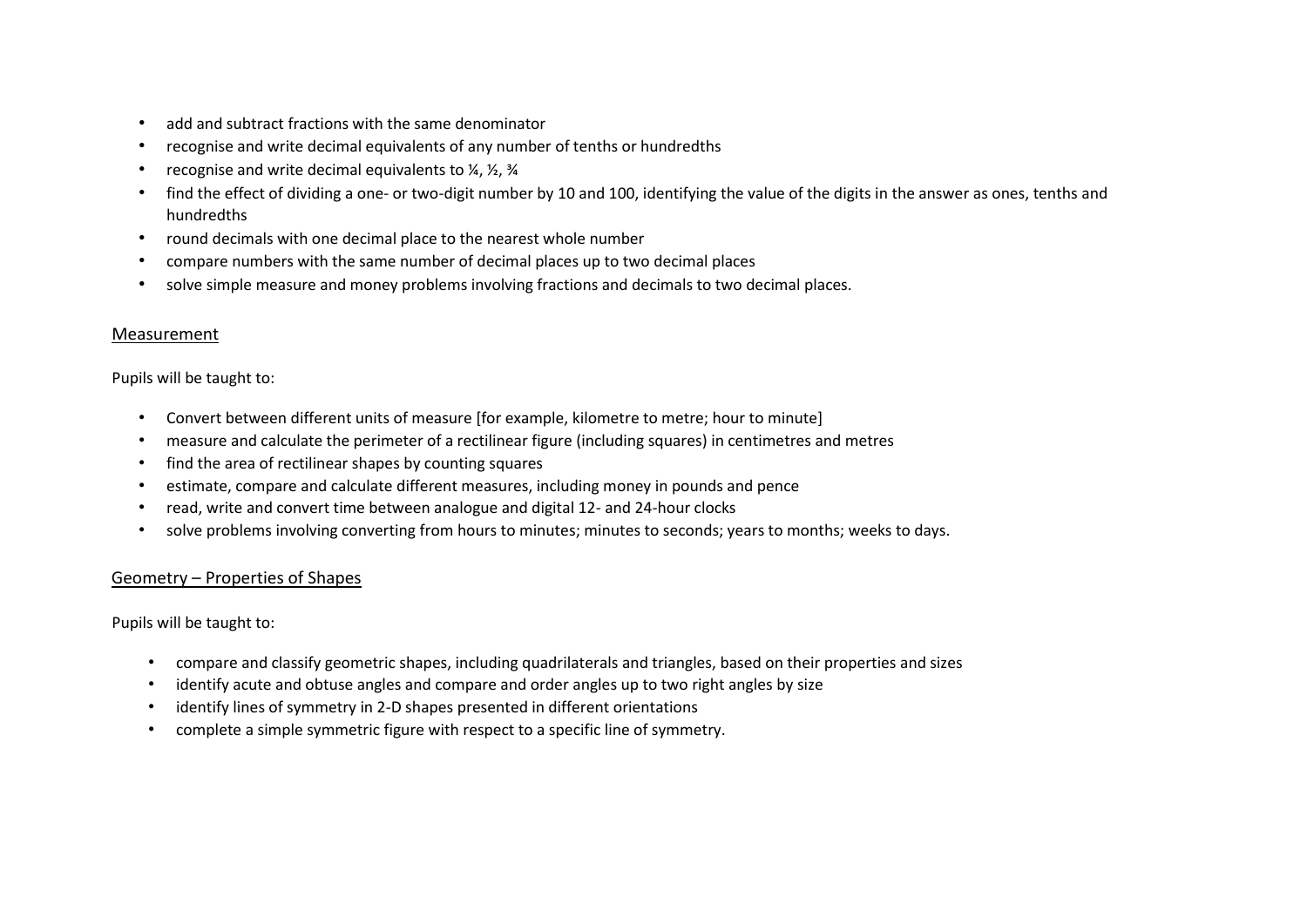- add and subtract fractions with the same denominator
- recognise and write decimal equivalents of any number of tenths or hundredths
- recognise and write decimal equivalents to ¼, ½, ¾
- find the effect of dividing a one- or two-digit number by 10 and 100, identifying the value of the digits in the answer as ones, tenths and hundredths
- round decimals with one decimal place to the nearest whole number
- compare numbers with the same number of decimal places up to two decimal places
- solve simple measure and money problems involving fractions and decimals to two decimal places.

<u>Measurement</u>

Pupils will be taught to:

- Convert between different units of measure [for example, kilometre to metre; hour to minute]
- measure and calculate the perimeter of a rectilinear figure (including squares) in centimetres and metres
- find the area of rectilinear shapes by counting squares
- estimate, compare and calculate different measures, including money in pounds and pence
- read, write and convert time between analogue and digital 12- and 24-hour clocks
- solve problems involving converting from hours to minutes; minutes to seconds; years to months; weeks to days.

<u>Geometry – Properties of Shapes</u>

Pupils will be taught to:

- compare and classify geometric shapes, including quadrilaterals and triangles, based on their properties and sizes
- identify acute and obtuse angles and compare and order angles up to two right angles by size
- identify lines of symmetry in 2-D shapes presented in different orientations
- complete a simple symmetric figure with respect to a specific line of symmetry.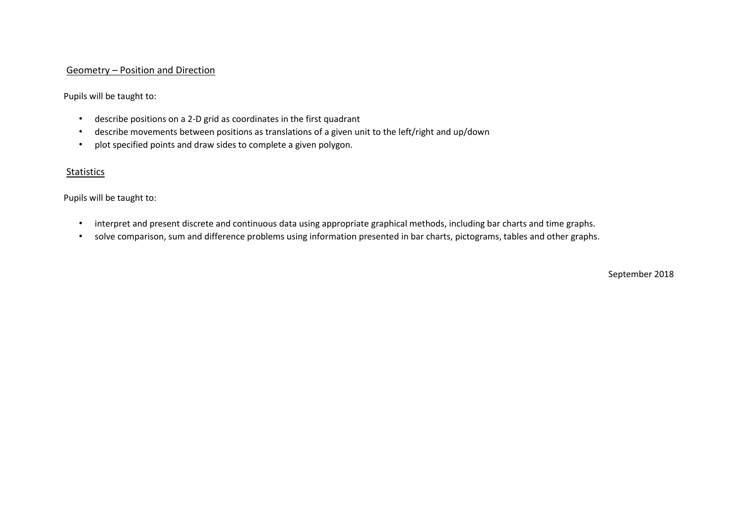## Geometry – Position and Direction

Pupils will be taught to:

- describe positions on a 2-D grid as coordinates in the first quadrant
- describe movements between positions as translations of a given unit to the left/right and up/down
- plot specified points and draw sides to complete a given polygon.

## Statistics

Pupils will be taught to:

- interpret and present discrete and continuous data using appropriate graphical methods, including bar charts and time graphs.
- solve comparison, sum and difference problems using information presented in bar charts, pictograms, tables and other graphs.

September 2018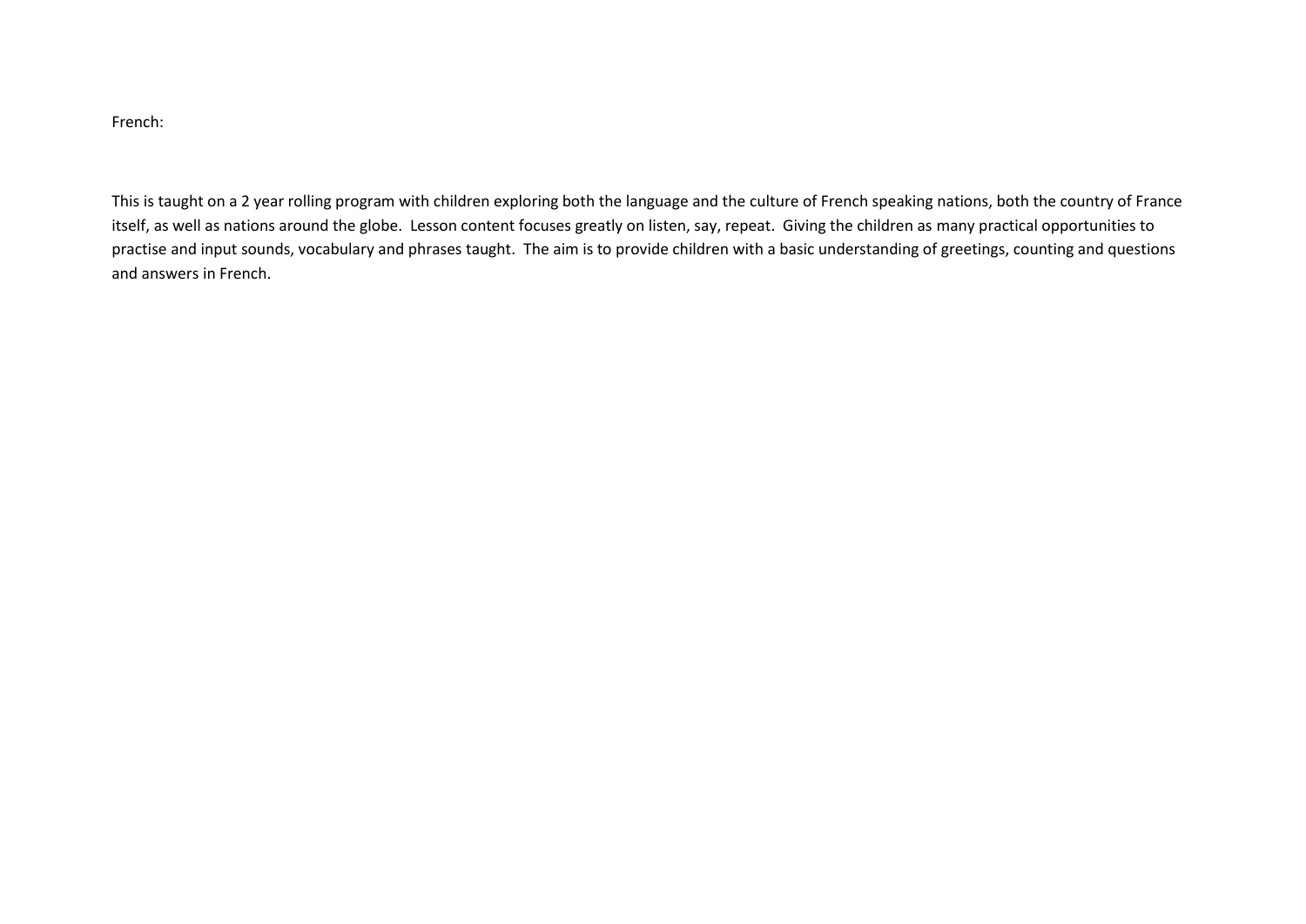French:

This is taught on a 2 year rolling program with children exploring both the language and the culture of French speaking nations, both the country of France itself, as well as nations around the globe. Lesson content focuses greatly on listen, say, repeat. Giving the children as many practical opportunities to practise and input sounds, vocabulary and phrases taught. The aim is to provide children with a basic understanding of greetings, counting and questions and answers in French.